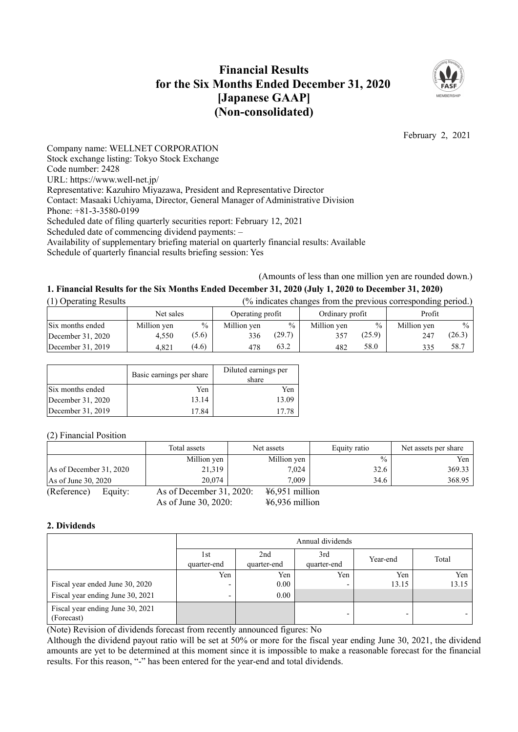# Financial Results for the Six Months Ended December 31, 2020 [Japanese GAAP] (Non-consolidated)

February 2, 2021

Company name: WELLNET CORPORATION
Stock exchange listing: Tokyo Stock Exchange
Code number: 2428
URL: https://www.well-net.jp/
Representative: Kazuhiro Miyazawa, President and Representative Director
Contact: Masaaki Uchiyama, Director, General Manager of Administrative Division
Phone: +81-3-3580-0199
Scheduled date of filing quarterly securities report: February 12, 2021
Scheduled date of commencing dividend payments: –
Availability of supplementary briefing material on quarterly financial results: Available
Schedule of quarterly financial results briefing session: Yes

(Amounts of less than one million yen are rounded down.)

## 1. Financial Results for the Six Months Ended December 31, 2020 (July 1, 2020 to December 31, 2020)

(1) Operating Results (% indicates changes from the previous corresponding period.)

| | Net sales | | Operating profit | | Ordinary profit | | Profit | |
|---|---|---|---|---|---|---|---|---|
| Six months ended | Million yen | % | Million yen | % | Million yen | % | Million yen | % |
| December 31, 2020 | 4,550 | (5.6) | 336 | (29.7) | 357 | (25.9) | 247 | (26.3) |
| December 31, 2019 | 4,821 | (4.6) | 478 | 63.2 | 482 | 58.0 | 335 | 58.7 |

| | Basic earnings per share | Diluted earnings per share |
|---|---|---|
| Six months ended | Yen | Yen |
| December 31, 2020 | 13.14 | 13.09 |
| December 31, 2019 | 17.84 | 17.78 |

(2) Financial Position

| | Total assets | Net assets | Equity ratio | Net assets per share |
|---|---|---|---|---|
| | Million yen | Million yen | % | Yen |
| As of December 31, 2020 | 21,319 | 7,024 | 32.6 | 369.33 |
| As of June 30, 2020 | 20,074 | 7,009 | 34.6 | 368.95 |

(Reference) Equity: As of December 31, 2020: ¥6,951 million
As of June 30, 2020: ¥6,936 million

## 2. Dividends

| | Annual dividends | | | | |
|---|---|---|---|---|---|
| | 1st quarter-end | 2nd quarter-end | 3rd quarter-end | Year-end | Total |
| | Yen | Yen | Yen | Yen | Yen |
| Fiscal year ended June 30, 2020 | - | 0.00 | - | 13.15 | 13.15 |
| Fiscal year ending June 30, 2021 | - | 0.00 | | | |
| Fiscal year ending June 30, 2021 (Forecast) | | | - | - | - |

(Note) Revision of dividends forecast from recently announced figures: No

Although the dividend payout ratio will be set at 50% or more for the fiscal year ending June 30, 2021, the dividend amounts are yet to be determined at this moment since it is impossible to make a reasonable forecast for the financial results. For this reason, "-" has been entered for the year-end and total dividends.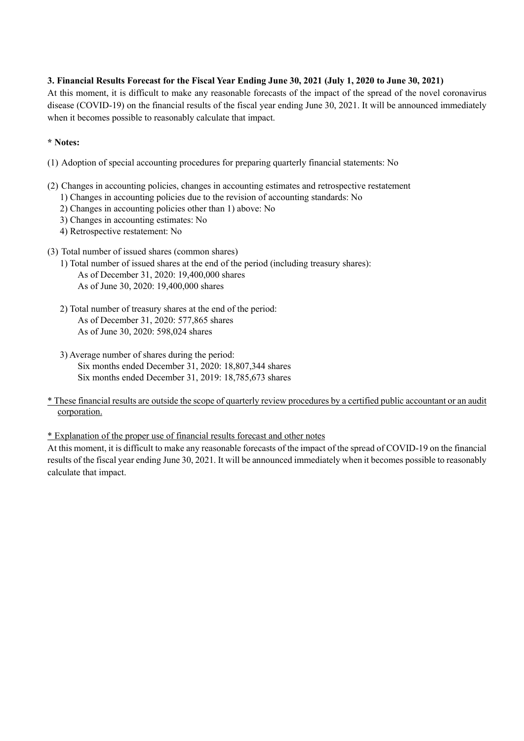### 3. Financial Results Forecast for the Fiscal Year Ending June 30, 2021 (July 1, 2020 to June 30, 2021)

At this moment, it is difficult to make any reasonable forecasts of the impact of the spread of the novel coronavirus disease (COVID-19) on the financial results of the fiscal year ending June 30, 2021. It will be announced immediately when it becomes possible to reasonably calculate that impact.

**\* Notes:**

(1) Adoption of special accounting procedures for preparing quarterly financial statements: No

(2) Changes in accounting policies, changes in accounting estimates and retrospective restatement
- 1) Changes in accounting policies due to the revision of accounting standards: No
- 2) Changes in accounting policies other than 1) above: No
- 3) Changes in accounting estimates: No
- 4) Retrospective restatement: No

(3) Total number of issued shares (common shares)
- 1) Total number of issued shares at the end of the period (including treasury shares):
  - As of December 31, 2020: 19,400,000 shares
  - As of June 30, 2020: 19,400,000 shares
- 2) Total number of treasury shares at the end of the period:
  - As of December 31, 2020: 577,865 shares
  - As of June 30, 2020: 598,024 shares
- 3) Average number of shares during the period:
  - Six months ended December 31, 2020: 18,807,344 shares
  - Six months ended December 31, 2019: 18,785,673 shares

\* These financial results are outside the scope of quarterly review procedures by a certified public accountant or an audit corporation.

\* Explanation of the proper use of financial results forecast and other notes

At this moment, it is difficult to make any reasonable forecasts of the impact of the spread of COVID-19 on the financial results of the fiscal year ending June 30, 2021. It will be announced immediately when it becomes possible to reasonably calculate that impact.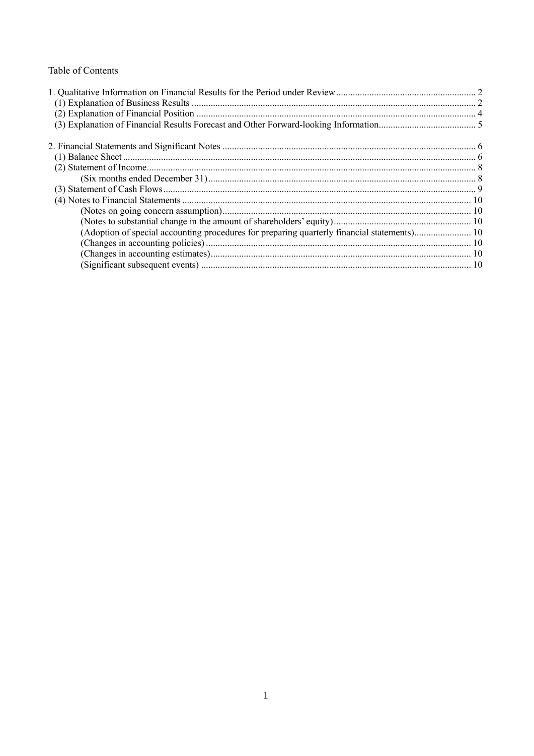Table of Contents

1. Qualitative Information on Financial Results for the Period under Review .......................................................... 2
   (1) Explanation of Business Results ........................................................................................................................ 2
   (2) Explanation of Financial Position ..................................................................................................................... 4
   (3) Explanation of Financial Results Forecast and Other Forward-looking Information ......................................... 5

2. Financial Statements and Significant Notes .......................................................................................................... 6
   (1) Balance Sheet .................................................................................................................................................... 6
   (2) Statement of Income .......................................................................................................................................... 8
      (Six months ended December 31) ................................................................................................................. 8
   (3) Statement of Cash Flows ................................................................................................................................... 9
   (4) Notes to Financial Statements ......................................................................................................................... 10
      (Notes on going concern assumption) ........................................................................................................ 10
      (Notes to substantial change in the amount of shareholders' equity) .......................................................... 10
      (Adoption of special accounting procedures for preparing quarterly financial statements) ........................ 10
      (Changes in accounting policies) ............................................................................................................... 10
      (Changes in accounting estimates) ............................................................................................................. 10
      (Significant subsequent events) ................................................................................................................. 10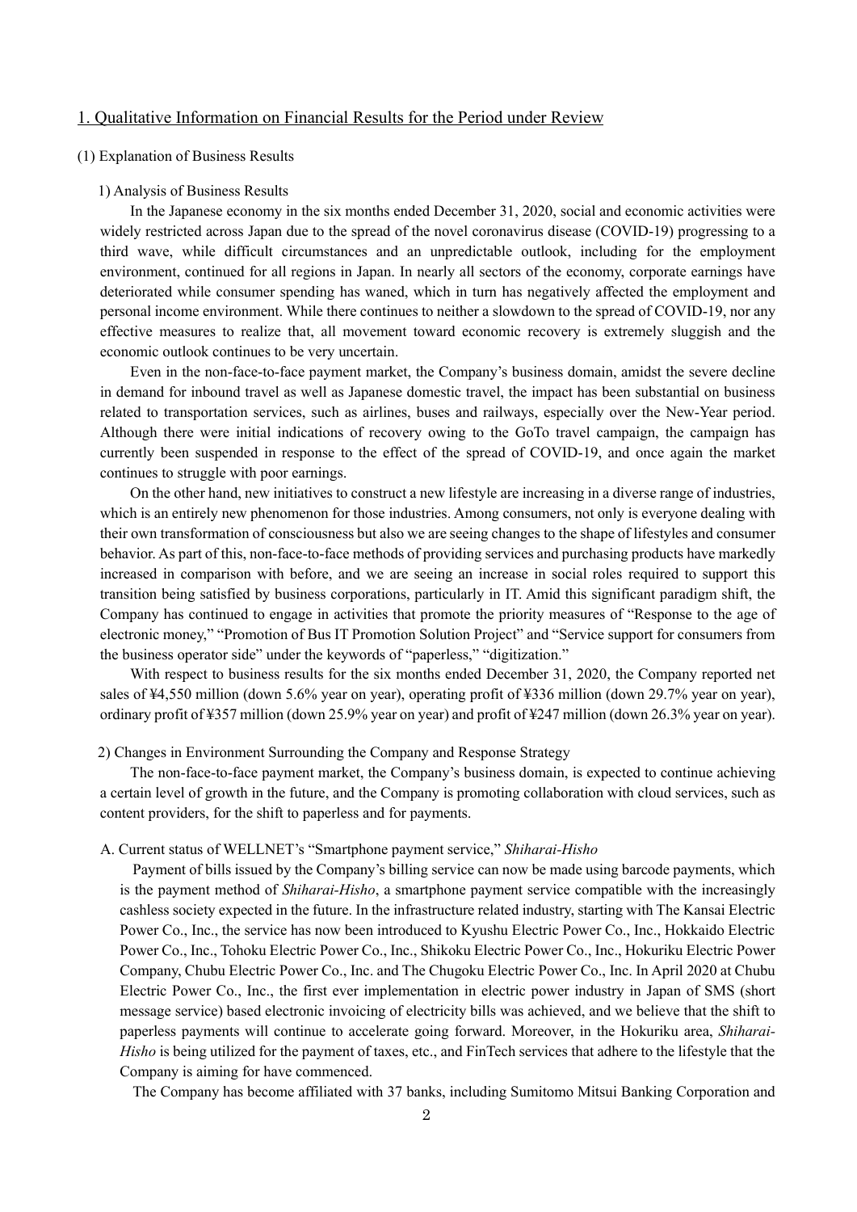## 1. Qualitative Information on Financial Results for the Period under Review

### (1) Explanation of Business Results

#### 1) Analysis of Business Results

In the Japanese economy in the six months ended December 31, 2020, social and economic activities were widely restricted across Japan due to the spread of the novel coronavirus disease (COVID-19) progressing to a third wave, while difficult circumstances and an unpredictable outlook, including for the employment environment, continued for all regions in Japan. In nearly all sectors of the economy, corporate earnings have deteriorated while consumer spending has waned, which in turn has negatively affected the employment and personal income environment. While there continues to neither a slowdown to the spread of COVID-19, nor any effective measures to realize that, all movement toward economic recovery is extremely sluggish and the economic outlook continues to be very uncertain.

Even in the non-face-to-face payment market, the Company's business domain, amidst the severe decline in demand for inbound travel as well as Japanese domestic travel, the impact has been substantial on business related to transportation services, such as airlines, buses and railways, especially over the New-Year period. Although there were initial indications of recovery owing to the GoTo travel campaign, the campaign has currently been suspended in response to the effect of the spread of COVID-19, and once again the market continues to struggle with poor earnings.

On the other hand, new initiatives to construct a new lifestyle are increasing in a diverse range of industries, which is an entirely new phenomenon for those industries. Among consumers, not only is everyone dealing with their own transformation of consciousness but also we are seeing changes to the shape of lifestyles and consumer behavior. As part of this, non-face-to-face methods of providing services and purchasing products have markedly increased in comparison with before, and we are seeing an increase in social roles required to support this transition being satisfied by business corporations, particularly in IT. Amid this significant paradigm shift, the Company has continued to engage in activities that promote the priority measures of "Response to the age of electronic money," "Promotion of Bus IT Promotion Solution Project" and "Service support for consumers from the business operator side" under the keywords of "paperless," "digitization."

With respect to business results for the six months ended December 31, 2020, the Company reported net sales of ¥4,550 million (down 5.6% year on year), operating profit of ¥336 million (down 29.7% year on year), ordinary profit of ¥357 million (down 25.9% year on year) and profit of ¥247 million (down 26.3% year on year).

#### 2) Changes in Environment Surrounding the Company and Response Strategy

The non-face-to-face payment market, the Company's business domain, is expected to continue achieving a certain level of growth in the future, and the Company is promoting collaboration with cloud services, such as content providers, for the shift to paperless and for payments.

A. Current status of WELLNET's "Smartphone payment service," *Shiharai-Hisho*

Payment of bills issued by the Company's billing service can now be made using barcode payments, which is the payment method of *Shiharai-Hisho*, a smartphone payment service compatible with the increasingly cashless society expected in the future. In the infrastructure related industry, starting with The Kansai Electric Power Co., Inc., the service has now been introduced to Kyushu Electric Power Co., Inc., Hokkaido Electric Power Co., Inc., Tohoku Electric Power Co., Inc., Shikoku Electric Power Co., Inc., Hokuriku Electric Power Company, Chubu Electric Power Co., Inc. and The Chugoku Electric Power Co., Inc. In April 2020 at Chubu Electric Power Co., Inc., the first ever implementation in electric power industry in Japan of SMS (short message service) based electronic invoicing of electricity bills was achieved, and we believe that the shift to paperless payments will continue to accelerate going forward. Moreover, in the Hokuriku area, *Shiharai-Hisho* is being utilized for the payment of taxes, etc., and FinTech services that adhere to the lifestyle that the Company is aiming for have commenced.

The Company has become affiliated with 37 banks, including Sumitomo Mitsui Banking Corporation and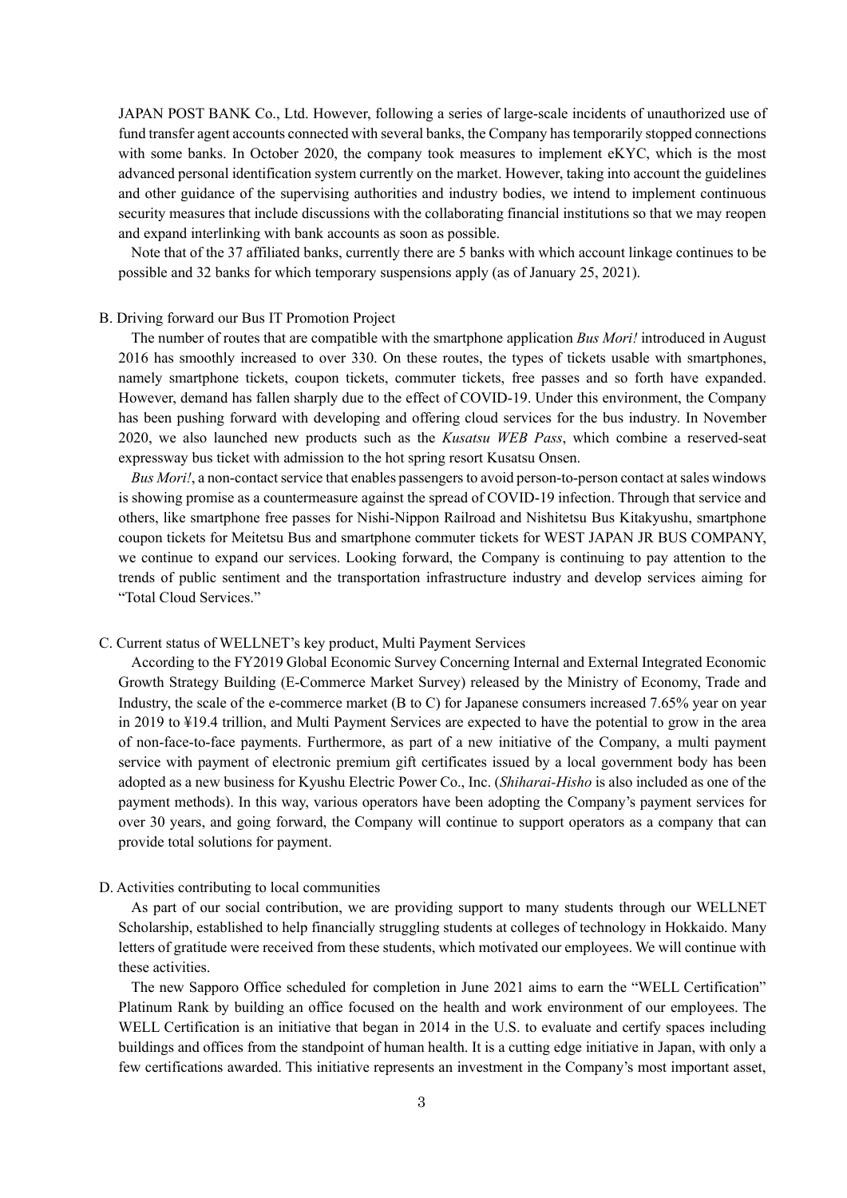JAPAN POST BANK Co., Ltd. However, following a series of large-scale incidents of unauthorized use of fund transfer agent accounts connected with several banks, the Company has temporarily stopped connections with some banks. In October 2020, the company took measures to implement eKYC, which is the most advanced personal identification system currently on the market. However, taking into account the guidelines and other guidance of the supervising authorities and industry bodies, we intend to implement continuous security measures that include discussions with the collaborating financial institutions so that we may reopen and expand interlinking with bank accounts as soon as possible.

Note that of the 37 affiliated banks, currently there are 5 banks with which account linkage continues to be possible and 32 banks for which temporary suspensions apply (as of January 25, 2021).

B. Driving forward our Bus IT Promotion Project

The number of routes that are compatible with the smartphone application *Bus Mori!* introduced in August 2016 has smoothly increased to over 330. On these routes, the types of tickets usable with smartphones, namely smartphone tickets, coupon tickets, commuter tickets, free passes and so forth have expanded. However, demand has fallen sharply due to the effect of COVID-19. Under this environment, the Company has been pushing forward with developing and offering cloud services for the bus industry. In November 2020, we also launched new products such as the *Kusatsu WEB Pass*, which combine a reserved-seat expressway bus ticket with admission to the hot spring resort Kusatsu Onsen.

*Bus Mori!*, a non-contact service that enables passengers to avoid person-to-person contact at sales windows is showing promise as a countermeasure against the spread of COVID-19 infection. Through that service and others, like smartphone free passes for Nishi-Nippon Railroad and Nishitetsu Bus Kitakyushu, smartphone coupon tickets for Meitetsu Bus and smartphone commuter tickets for WEST JAPAN JR BUS COMPANY, we continue to expand our services. Looking forward, the Company is continuing to pay attention to the trends of public sentiment and the transportation infrastructure industry and develop services aiming for "Total Cloud Services."

C. Current status of WELLNET's key product, Multi Payment Services

According to the FY2019 Global Economic Survey Concerning Internal and External Integrated Economic Growth Strategy Building (E-Commerce Market Survey) released by the Ministry of Economy, Trade and Industry, the scale of the e-commerce market (B to C) for Japanese consumers increased 7.65% year on year in 2019 to ¥19.4 trillion, and Multi Payment Services are expected to have the potential to grow in the area of non-face-to-face payments. Furthermore, as part of a new initiative of the Company, a multi payment service with payment of electronic premium gift certificates issued by a local government body has been adopted as a new business for Kyushu Electric Power Co., Inc. (*Shiharai-Hisho* is also included as one of the payment methods). In this way, various operators have been adopting the Company's payment services for over 30 years, and going forward, the Company will continue to support operators as a company that can provide total solutions for payment.

D. Activities contributing to local communities

As part of our social contribution, we are providing support to many students through our WELLNET Scholarship, established to help financially struggling students at colleges of technology in Hokkaido. Many letters of gratitude were received from these students, which motivated our employees. We will continue with these activities.

The new Sapporo Office scheduled for completion in June 2021 aims to earn the "WELL Certification" Platinum Rank by building an office focused on the health and work environment of our employees. The WELL Certification is an initiative that began in 2014 in the U.S. to evaluate and certify spaces including buildings and offices from the standpoint of human health. It is a cutting edge initiative in Japan, with only a few certifications awarded. This initiative represents an investment in the Company's most important asset,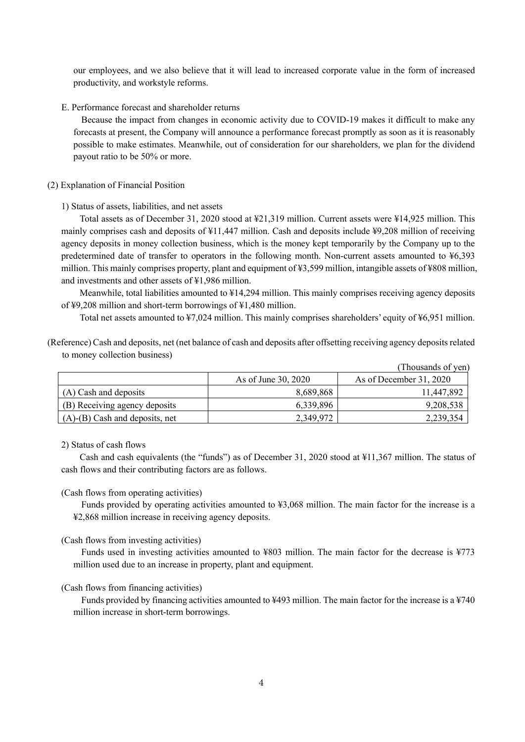our employees, and we also believe that it will lead to increased corporate value in the form of increased productivity, and workstyle reforms.

E. Performance forecast and shareholder returns

Because the impact from changes in economic activity due to COVID-19 makes it difficult to make any forecasts at present, the Company will announce a performance forecast promptly as soon as it is reasonably possible to make estimates. Meanwhile, out of consideration for our shareholders, we plan for the dividend payout ratio to be 50% or more.

(2) Explanation of Financial Position

1) Status of assets, liabilities, and net assets

Total assets as of December 31, 2020 stood at ¥21,319 million. Current assets were ¥14,925 million. This mainly comprises cash and deposits of ¥11,447 million. Cash and deposits include ¥9,208 million of receiving agency deposits in money collection business, which is the money kept temporarily by the Company up to the predetermined date of transfer to operators in the following month. Non-current assets amounted to ¥6,393 million. This mainly comprises property, plant and equipment of ¥3,599 million, intangible assets of ¥808 million, and investments and other assets of ¥1,986 million.

Meanwhile, total liabilities amounted to ¥14,294 million. This mainly comprises receiving agency deposits of ¥9,208 million and short-term borrowings of ¥1,480 million.

Total net assets amounted to ¥7,024 million. This mainly comprises shareholders' equity of ¥6,951 million.

(Reference) Cash and deposits, net (net balance of cash and deposits after offsetting receiving agency deposits related to money collection business)

(Thousands of yen)

| | As of June 30, 2020 | As of December 31, 2020 |
|---|---|---|
| (A) Cash and deposits | 8,689,868 | 11,447,892 |
| (B) Receiving agency deposits | 6,339,896 | 9,208,538 |
| (A)-(B) Cash and deposits, net | 2,349,972 | 2,239,354 |

2) Status of cash flows

Cash and cash equivalents (the "funds") as of December 31, 2020 stood at ¥11,367 million. The status of cash flows and their contributing factors are as follows.

(Cash flows from operating activities)

Funds provided by operating activities amounted to ¥3,068 million. The main factor for the increase is a ¥2,868 million increase in receiving agency deposits.

(Cash flows from investing activities)

Funds used in investing activities amounted to ¥803 million. The main factor for the decrease is ¥773 million used due to an increase in property, plant and equipment.

(Cash flows from financing activities)

Funds provided by financing activities amounted to ¥493 million. The main factor for the increase is a ¥740 million increase in short-term borrowings.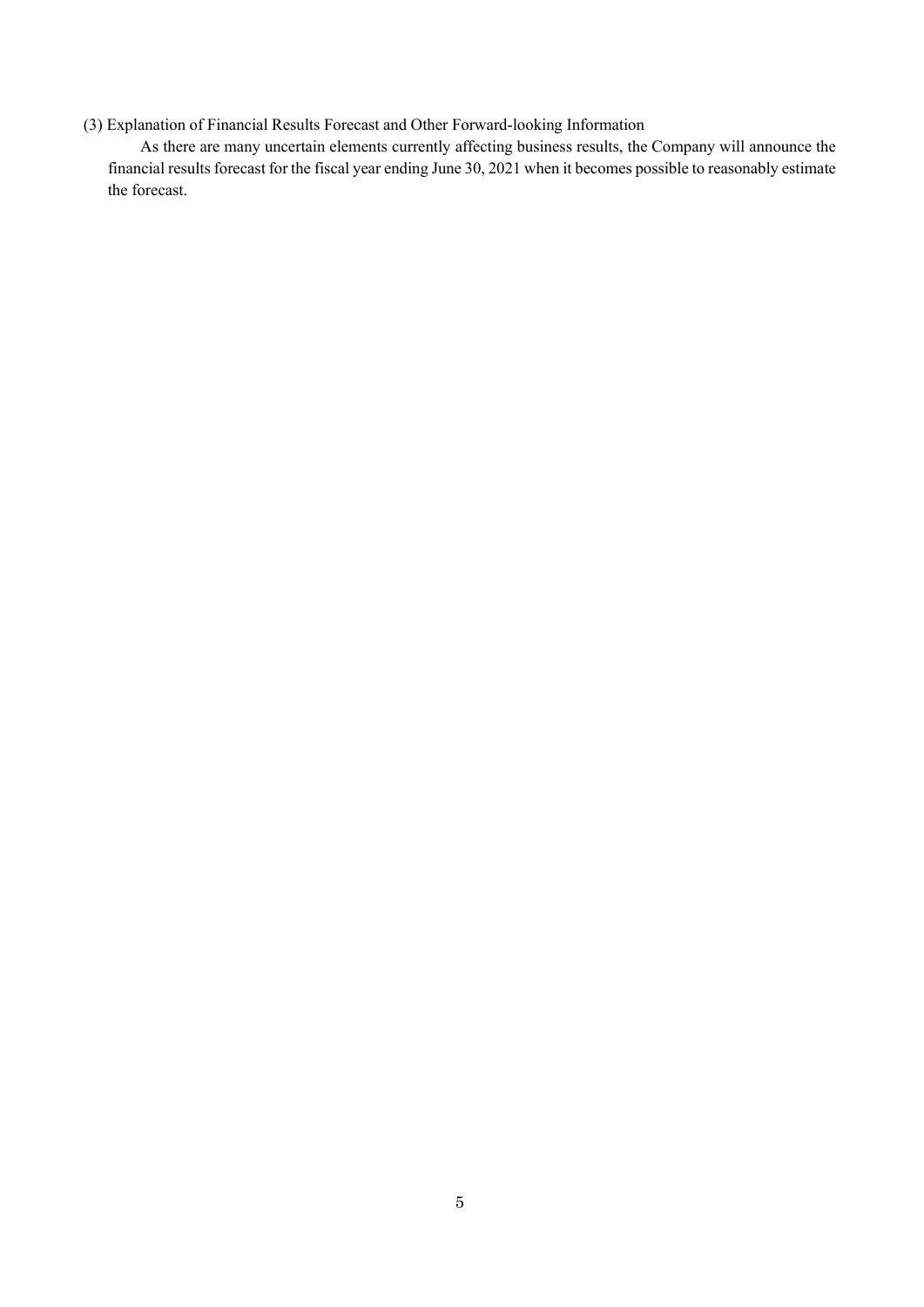### (3) Explanation of Financial Results Forecast and Other Forward-looking Information

As there are many uncertain elements currently affecting business results, the Company will announce the financial results forecast for the fiscal year ending June 30, 2021 when it becomes possible to reasonably estimate the forecast.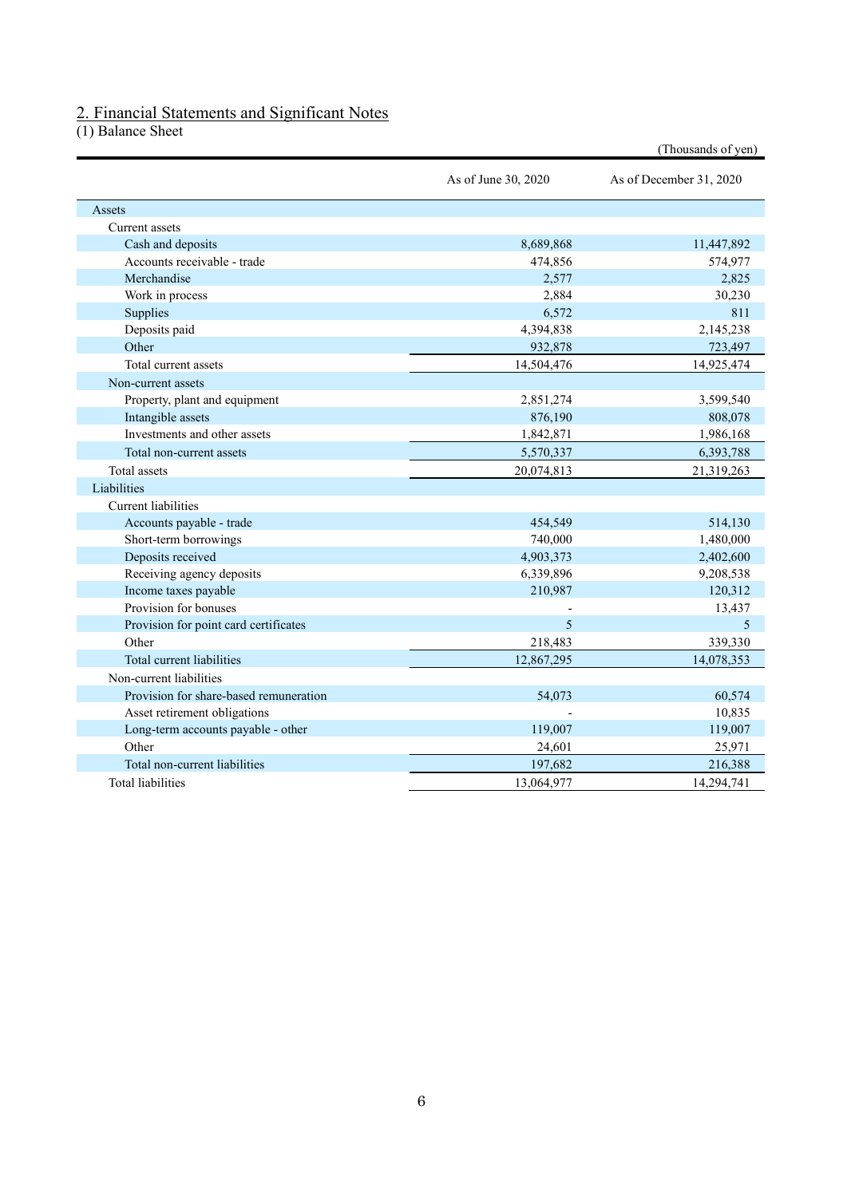## 2. Financial Statements and Significant Notes

(1) Balance Sheet

(Thousands of yen)

| | As of June 30, 2020 | As of December 31, 2020 |
|---|---|---|
| Assets | | |
| Current assets | | |
| Cash and deposits | 8,689,868 | 11,447,892 |
| Accounts receivable - trade | 474,856 | 574,977 |
| Merchandise | 2,577 | 2,825 |
| Work in process | 2,884 | 30,230 |
| Supplies | 6,572 | 811 |
| Deposits paid | 4,394,838 | 2,145,238 |
| Other | 932,878 | 723,497 |
| Total current assets | 14,504,476 | 14,925,474 |
| Non-current assets | | |
| Property, plant and equipment | 2,851,274 | 3,599,540 |
| Intangible assets | 876,190 | 808,078 |
| Investments and other assets | 1,842,871 | 1,986,168 |
| Total non-current assets | 5,570,337 | 6,393,788 |
| Total assets | 20,074,813 | 21,319,263 |
| Liabilities | | |
| Current liabilities | | |
| Accounts payable - trade | 454,549 | 514,130 |
| Short-term borrowings | 740,000 | 1,480,000 |
| Deposits received | 4,903,373 | 2,402,600 |
| Receiving agency deposits | 6,339,896 | 9,208,538 |
| Income taxes payable | 210,987 | 120,312 |
| Provision for bonuses | - | 13,437 |
| Provision for point card certificates | 5 | 5 |
| Other | 218,483 | 339,330 |
| Total current liabilities | 12,867,295 | 14,078,353 |
| Non-current liabilities | | |
| Provision for share-based remuneration | 54,073 | 60,574 |
| Asset retirement obligations | - | 10,835 |
| Long-term accounts payable - other | 119,007 | 119,007 |
| Other | 24,601 | 25,971 |
| Total non-current liabilities | 197,682 | 216,388 |
| Total liabilities | 13,064,977 | 14,294,741 |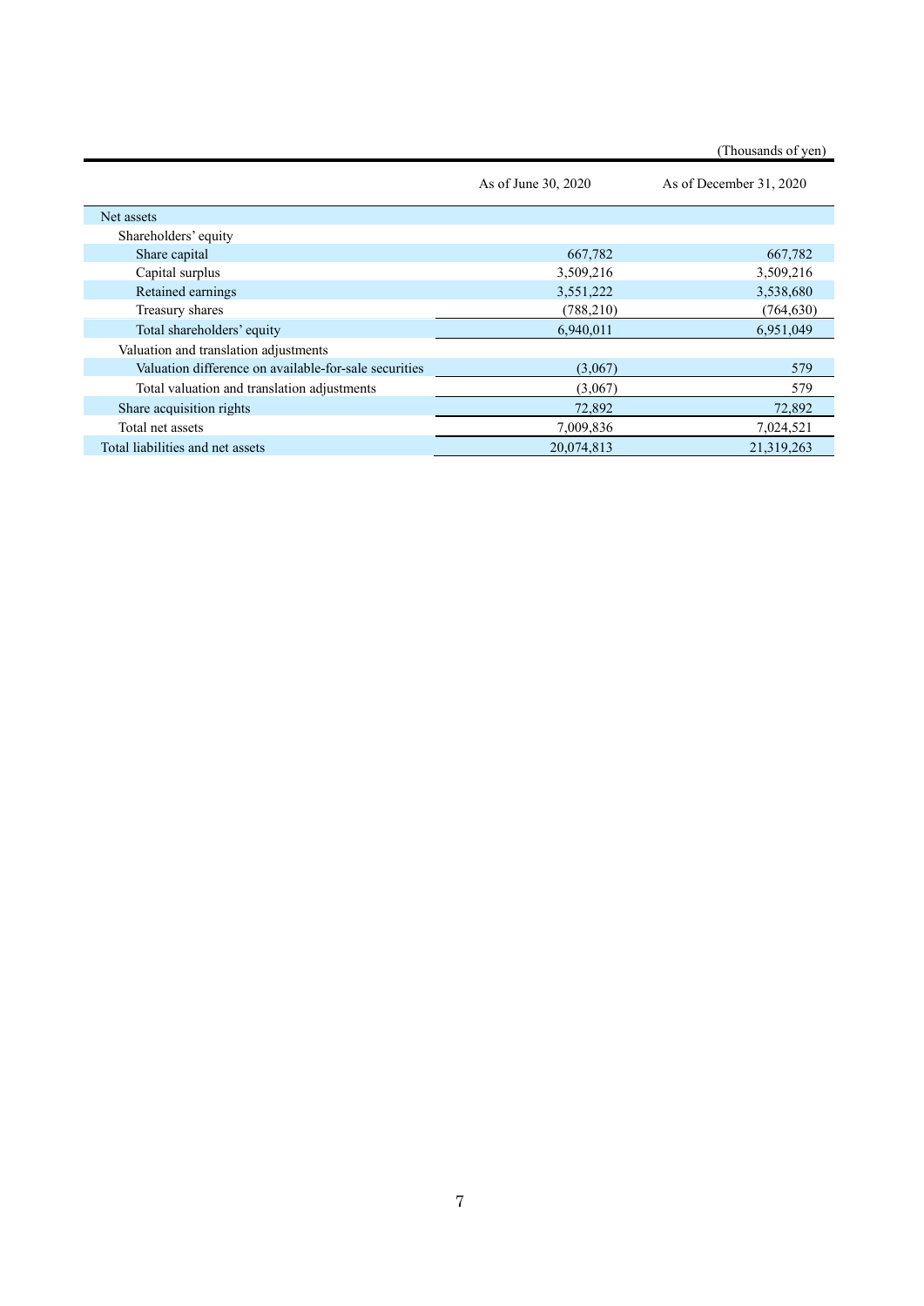(Thousands of yen)

| | As of June 30, 2020 | As of December 31, 2020 |
|---|---|---|
| Net assets | | |
| Shareholders' equity | | |
| Share capital | 667,782 | 667,782 |
| Capital surplus | 3,509,216 | 3,509,216 |
| Retained earnings | 3,551,222 | 3,538,680 |
| Treasury shares | (788,210) | (764,630) |
| Total shareholders' equity | 6,940,011 | 6,951,049 |
| Valuation and translation adjustments | | |
| Valuation difference on available-for-sale securities | (3,067) | 579 |
| Total valuation and translation adjustments | (3,067) | 579 |
| Share acquisition rights | 72,892 | 72,892 |
| Total net assets | 7,009,836 | 7,024,521 |
| Total liabilities and net assets | 20,074,813 | 21,319,263 |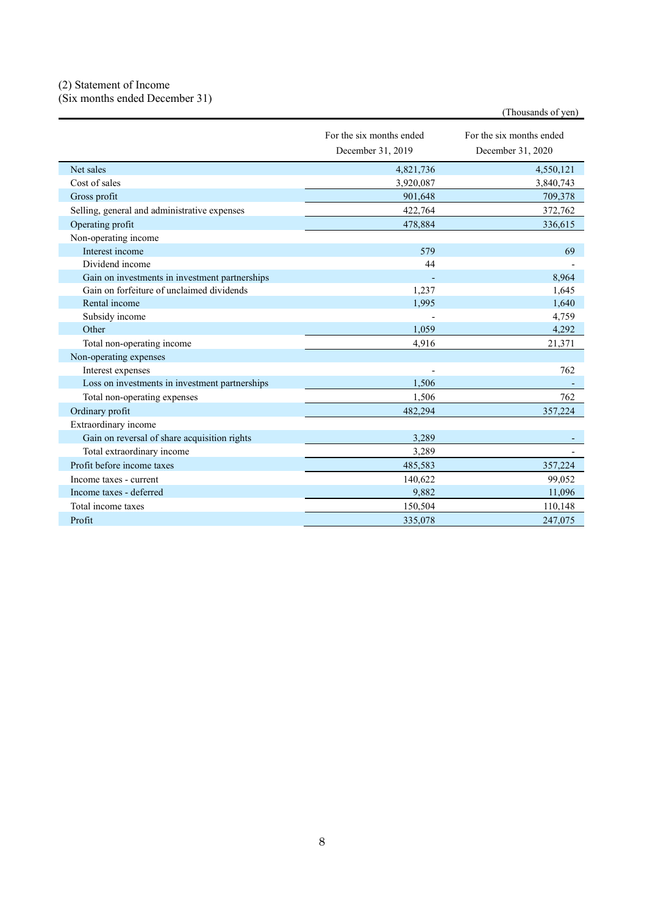(2) Statement of Income
(Six months ended December 31)

(Thousands of yen)

| | For the six months ended December 31, 2019 | For the six months ended December 31, 2020 |
|---|---|---|
| Net sales | 4,821,736 | 4,550,121 |
| Cost of sales | 3,920,087 | 3,840,743 |
| Gross profit | 901,648 | 709,378 |
| Selling, general and administrative expenses | 422,764 | 372,762 |
| Operating profit | 478,884 | 336,615 |
| Non-operating income | | |
| Interest income | 579 | 69 |
| Dividend income | 44 | - |
| Gain on investments in investment partnerships | - | 8,964 |
| Gain on forfeiture of unclaimed dividends | 1,237 | 1,645 |
| Rental income | 1,995 | 1,640 |
| Subsidy income | - | 4,759 |
| Other | 1,059 | 4,292 |
| Total non-operating income | 4,916 | 21,371 |
| Non-operating expenses | | |
| Interest expenses | - | 762 |
| Loss on investments in investment partnerships | 1,506 | - |
| Total non-operating expenses | 1,506 | 762 |
| Ordinary profit | 482,294 | 357,224 |
| Extraordinary income | | |
| Gain on reversal of share acquisition rights | 3,289 | - |
| Total extraordinary income | 3,289 | - |
| Profit before income taxes | 485,583 | 357,224 |
| Income taxes - current | 140,622 | 99,052 |
| Income taxes - deferred | 9,882 | 11,096 |
| Total income taxes | 150,504 | 110,148 |
| Profit | 335,078 | 247,075 |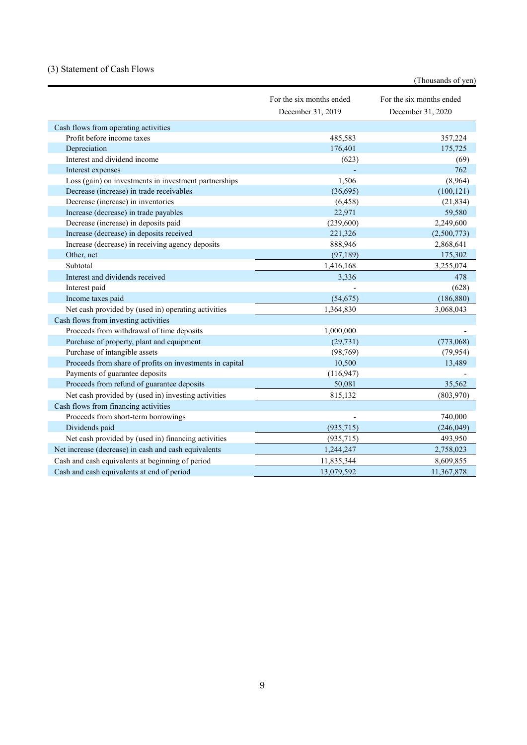### (3) Statement of Cash Flows

(Thousands of yen)

| | For the six months ended December 31, 2019 | For the six months ended December 31, 2020 |
|---|---|---|
| Cash flows from operating activities | | |
| Profit before income taxes | 485,583 | 357,224 |
| Depreciation | 176,401 | 175,725 |
| Interest and dividend income | (623) | (69) |
| Interest expenses | - | 762 |
| Loss (gain) on investments in investment partnerships | 1,506 | (8,964) |
| Decrease (increase) in trade receivables | (36,695) | (100,121) |
| Decrease (increase) in inventories | (6,458) | (21,834) |
| Increase (decrease) in trade payables | 22,971 | 59,580 |
| Decrease (increase) in deposits paid | (239,600) | 2,249,600 |
| Increase (decrease) in deposits received | 221,326 | (2,500,773) |
| Increase (decrease) in receiving agency deposits | 888,946 | 2,868,641 |
| Other, net | (97,189) | 175,302 |
| Subtotal | 1,416,168 | 3,255,074 |
| Interest and dividends received | 3,336 | 478 |
| Interest paid | - | (628) |
| Income taxes paid | (54,675) | (186,880) |
| Net cash provided by (used in) operating activities | 1,364,830 | 3,068,043 |
| Cash flows from investing activities | | |
| Proceeds from withdrawal of time deposits | 1,000,000 | - |
| Purchase of property, plant and equipment | (29,731) | (773,068) |
| Purchase of intangible assets | (98,769) | (79,954) |
| Proceeds from share of profits on investments in capital | 10,500 | 13,489 |
| Payments of guarantee deposits | (116,947) | - |
| Proceeds from refund of guarantee deposits | 50,081 | 35,562 |
| Net cash provided by (used in) investing activities | 815,132 | (803,970) |
| Cash flows from financing activities | | |
| Proceeds from short-term borrowings | - | 740,000 |
| Dividends paid | (935,715) | (246,049) |
| Net cash provided by (used in) financing activities | (935,715) | 493,950 |
| Net increase (decrease) in cash and cash equivalents | 1,244,247 | 2,758,023 |
| Cash and cash equivalents at beginning of period | 11,835,344 | 8,609,855 |
| Cash and cash equivalents at end of period | 13,079,592 | 11,367,878 |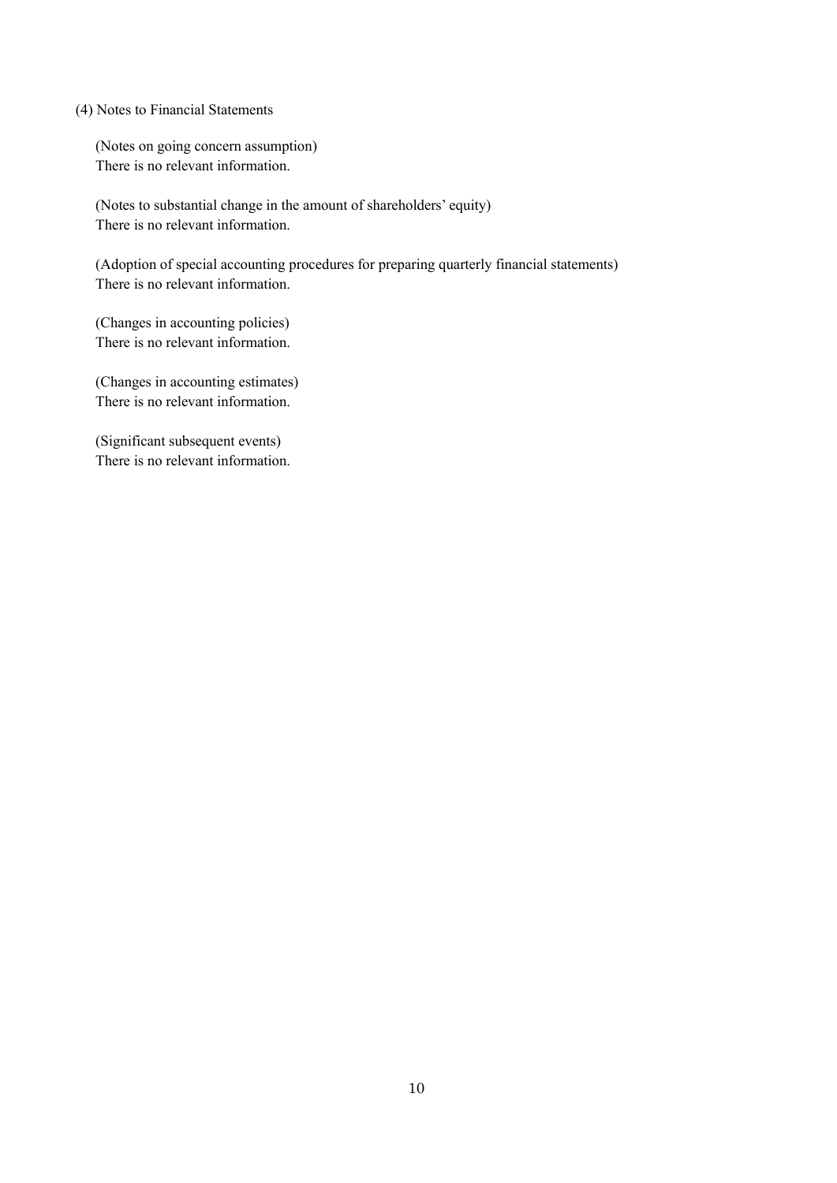### (4) Notes to Financial Statements

(Notes on going concern assumption)
There is no relevant information.

(Notes to substantial change in the amount of shareholders' equity)
There is no relevant information.

(Adoption of special accounting procedures for preparing quarterly financial statements)
There is no relevant information.

(Changes in accounting policies)
There is no relevant information.

(Changes in accounting estimates)
There is no relevant information.

(Significant subsequent events)
There is no relevant information.